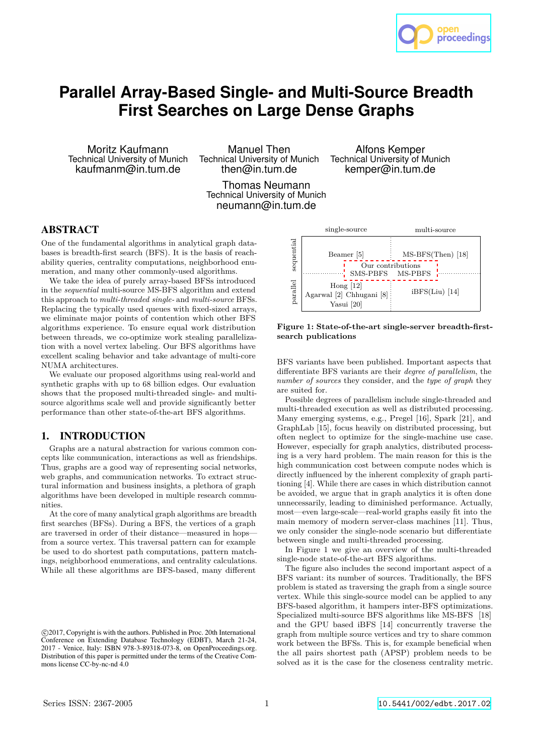# Parallel Array-Based Single- and Multi-Source Breadth First Searches on Large Dense Graphs

Moritz Kaufmann
Technical University of Munich
kaufmanm@in.tum.de

Manuel Then
Technical University of Munich
then@in.tum.de

Alfons Kemper
Technical University of Munich
kemper@in.tum.de

Thomas Neumann
Technical University of Munich
neumann@in.tum.de

## ABSTRACT

One of the fundamental algorithms in analytical graph databases is breadth-first search (BFS). It is the basis of reachability queries, centrality computations, neighborhood enumeration, and many other commonly-used algorithms.

We take the idea of purely array-based BFSs introduced in the *sequential* multi-source MS-BFS algorithm and extend this approach to *multi-threaded single-* and *multi-source* BFSs. Replacing the typically used queues with fixed-sized arrays, we eliminate major points of contention which other BFS algorithms experience. To ensure equal work distribution between threads, we co-optimize work stealing parallelization with a novel vertex labeling. Our BFS algorithms have excellent scaling behavior and take advantage of multi-core NUMA architectures.

We evaluate our proposed algorithms using real-world and synthetic graphs with up to 68 billion edges. Our evaluation shows that the proposed multi-threaded single- and multi-source algorithms scale well and provide significantly better performance than other state-of-the-art BFS algorithms.

## 1. INTRODUCTION

Graphs are a natural abstraction for various common concepts like communication, interactions as well as friendships. Thus, graphs are a good way of representing social networks, web graphs, and communication networks. To extract structural information and business insights, a plethora of graph algorithms have been developed in multiple research communities.

At the core of many analytical graph algorithms are breadth first searches (BFSs). During a BFS, the vertices of a graph are traversed in order of their distance—measured in hops—from a source vertex. This traversal pattern can for example be used to do shortest path computations, pattern matchings, neighborhood enumerations, and centrality calculations. While all these algorithms are BFS-based, many different

|  | single-source | multi-source |
|---|---|---|
| sequential | Beamer [5] | MS-BFS(Then) [18] |
| Our contributions | SMS-PBFS | MS-PBFS |
| parallel | Hong [12] Agarwal [2] Chhugani [8] Yasui [20] | iBFS(Liu) [14] |

**Figure 1: State-of-the-art single-server breadth-first-search publications**

BFS variants have been published. Important aspects that differentiate BFS variants are their *degree of parallelism*, the *number of sources* they consider, and the *type of graph* they are suited for.

Possible degrees of parallelism include single-threaded and multi-threaded execution as well as distributed processing. Many emerging systems, e.g., Pregel [16], Spark [21], and GraphLab [15], focus heavily on distributed processing, but often neglect to optimize for the single-machine use case. However, especially for graph analytics, distributed processing is a very hard problem. The main reason for this is the high communication cost between compute nodes which is directly influenced by the inherent complexity of graph partitioning [4]. While there are cases in which distribution cannot be avoided, we argue that in graph analytics it is often done unnecessarily, leading to diminished performance. Actually, most—even large-scale—real-world graphs easily fit into the main memory of modern server-class machines [11]. Thus, we only consider the single-node scenario but differentiate between single and multi-threaded processing.

In Figure 1 we give an overview of the multi-threaded single-node state-of-the-art BFS algorithms.

The figure also includes the second important aspect of a BFS variant: its number of sources. Traditionally, the BFS problem is stated as traversing the graph from a single source vertex. While this single-source model can be applied to any BFS-based algorithm, it hampers inter-BFS optimizations. Specialized multi-source BFS algorithms like MS-BFS [18] and the GPU based iBFS [14] concurrently traverse the graph from multiple source vertices and try to share common work between the BFSs. This is, for example beneficial when the all pairs shortest path (APSP) problem needs to be solved as it is the case for the closeness centrality metric.

©2017, Copyright is with the authors. Published in Proc. 20th International Conference on Extending Database Technology (EDBT), March 21-24, 2017 - Venice, Italy: ISBN 978-3-89318-073-8, on OpenProceedings.org. Distribution of this paper is permitted under the terms of the Creative Commons license CC-by-nc-nd 4.0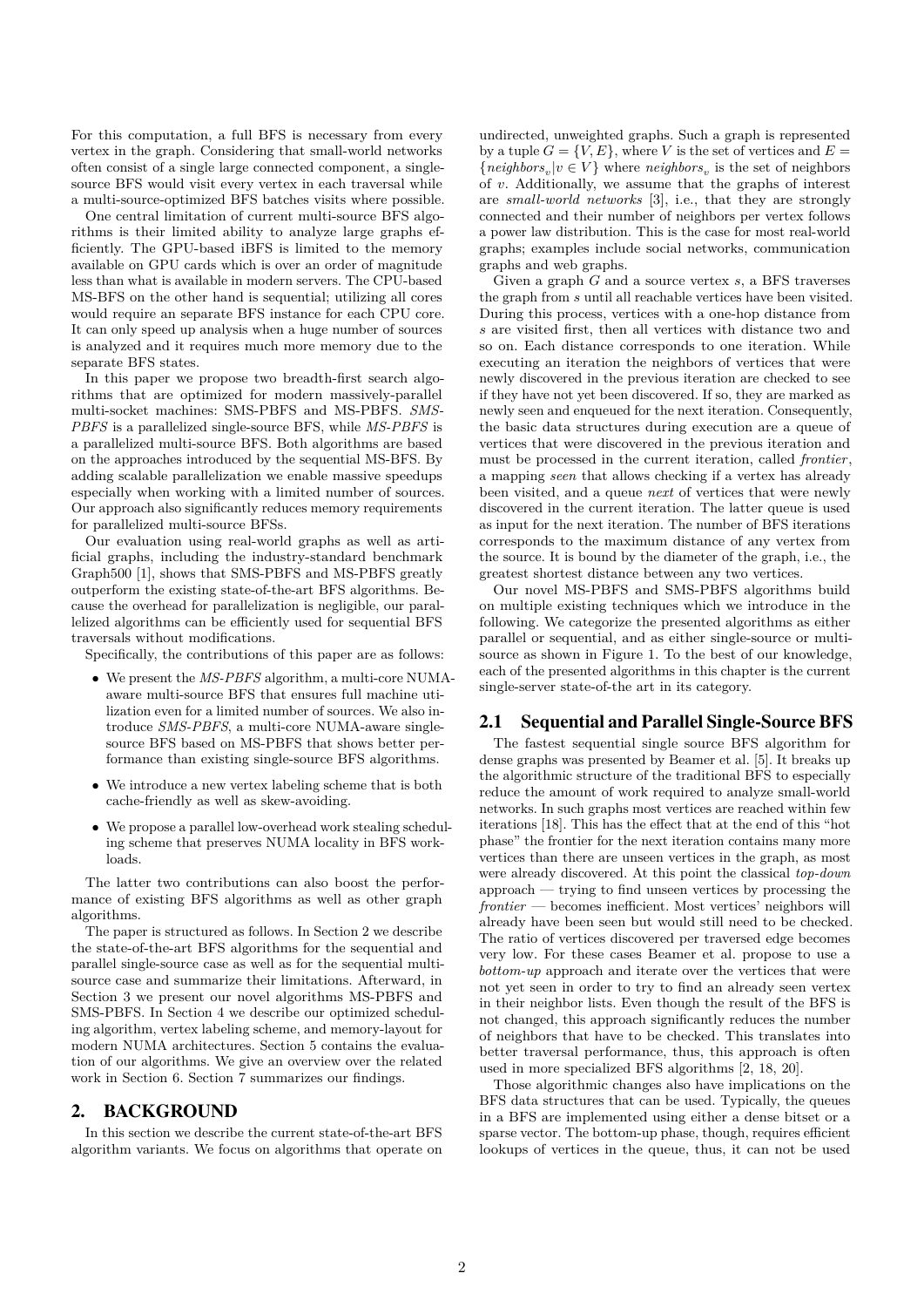For this computation, a full BFS is necessary from every vertex in the graph. Considering that small-world networks often consist of a single large connected component, a single-source BFS would visit every vertex in each traversal while a multi-source-optimized BFS batches visits where possible.

One central limitation of current multi-source BFS algorithms is their limited ability to analyze large graphs efficiently. The GPU-based iBFS is limited to the memory available on GPU cards which is over an order of magnitude less than what is available in modern servers. The CPU-based MS-BFS on the other hand is sequential; utilizing all cores would require an separate BFS instance for each CPU core. It can only speed up analysis when a huge number of sources is analyzed and it requires much more memory due to the separate BFS states.

In this paper we propose two breadth-first search algorithms that are optimized for modern massively-parallel multi-socket machines: SMS-PBFS and MS-PBFS. *SMS-PBFS* is a parallelized single-source BFS, while *MS-PBFS* is a parallelized multi-source BFS. Both algorithms are based on the approaches introduced by the sequential MS-BFS. By adding scalable parallelization we enable massive speedups especially when working with a limited number of sources. Our approach also significantly reduces memory requirements for parallelized multi-source BFSs.

Our evaluation using real-world graphs as well as artificial graphs, including the industry-standard benchmark Graph500 [1], shows that SMS-PBFS and MS-PBFS greatly outperform the existing state-of-the-art BFS algorithms. Because the overhead for parallelization is negligible, our parallelized algorithms can be efficiently used for sequential BFS traversals without modifications.

Specifically, the contributions of this paper are as follows:

- We present the *MS-PBFS* algorithm, a multi-core NUMA-aware multi-source BFS that ensures full machine utilization even for a limited number of sources. We also introduce *SMS-PBFS*, a multi-core NUMA-aware single-source BFS based on MS-PBFS that shows better performance than existing single-source BFS algorithms.
- We introduce a new vertex labeling scheme that is both cache-friendly as well as skew-avoiding.
- We propose a parallel low-overhead work stealing scheduling scheme that preserves NUMA locality in BFS workloads.

The latter two contributions can also boost the performance of existing BFS algorithms as well as other graph algorithms.

The paper is structured as follows. In Section 2 we describe the state-of-the-art BFS algorithms for the sequential and parallel single-source case as well as for the sequential multi-source case and summarize their limitations. Afterward, in Section 3 we present our novel algorithms MS-PBFS and SMS-PBFS. In Section 4 we describe our optimized scheduling algorithm, vertex labeling scheme, and memory-layout for modern NUMA architectures. Section 5 contains the evaluation of our algorithms. We give an overview over the related work in Section 6. Section 7 summarizes our findings.

# 2. BACKGROUND

In this section we describe the current state-of-the-art BFS algorithm variants. We focus on algorithms that operate on undirected, unweighted graphs. Such a graph is represented by a tuple $G = \{V, E\}$, where $V$ is the set of vertices and $E = \{neighbors_v | v \in V\}$ where $neighbors_v$ is the set of neighbors of $v$. Additionally, we assume that the graphs of interest are *small-world networks* [3], i.e., that they are strongly connected and their number of neighbors per vertex follows a power law distribution. This is the case for most real-world graphs; examples include social networks, communication graphs and web graphs.

Given a graph $G$ and a source vertex $s$, a BFS traverses the graph from $s$ until all reachable vertices have been visited. During this process, vertices with a one-hop distance from $s$ are visited first, then all vertices with distance two and so on. Each distance corresponds to one iteration. While executing an iteration the neighbors of vertices that were newly discovered in the previous iteration are checked to see if they have not yet been discovered. If so, they are marked as newly seen and enqueued for the next iteration. Consequently, the basic data structures during execution are a queue of vertices that were discovered in the previous iteration and must be processed in the current iteration, called *frontier*, a mapping *seen* that allows checking if a vertex has already been visited, and a queue *next* of vertices that were newly discovered in the current iteration. The latter queue is used as input for the next iteration. The number of BFS iterations corresponds to the maximum distance of any vertex from the source. It is bound by the diameter of the graph, i.e., the greatest shortest distance between any two vertices.

Our novel MS-PBFS and SMS-PBFS algorithms build on multiple existing techniques which we introduce in the following. We categorize the presented algorithms as either parallel or sequential, and as either single-source or multi-source as shown in Figure 1. To the best of our knowledge, each of the presented algorithms in this chapter is the current single-server state-of-the art in its category.

## 2.1 Sequential and Parallel Single-Source BFS

The fastest sequential single source BFS algorithm for dense graphs was presented by Beamer et al. [5]. It breaks up the algorithmic structure of the traditional BFS to especially reduce the amount of work required to analyze small-world networks. In such graphs most vertices are reached within few iterations [18]. This has the effect that at the end of this "hot phase" the frontier for the next iteration contains many more vertices than there are unseen vertices in the graph, as most were already discovered. At this point the classical *top-down* approach — trying to find unseen vertices by processing the *frontier* — becomes inefficient. Most vertices' neighbors will already have been seen but would still need to be checked. The ratio of vertices discovered per traversed edge becomes very low. For these cases Beamer et al. propose to use a *bottom-up* approach and iterate over the vertices that were not yet seen in order to try to find an already seen vertex in their neighbor lists. Even though the result of the BFS is not changed, this approach significantly reduces the number of neighbors that have to be checked. This translates into better traversal performance, thus, this approach is often used in more specialized BFS algorithms [2, 18, 20].

Those algorithmic changes also have implications on the BFS data structures that can be used. Typically, the queues in a BFS are implemented using either a dense bitset or a sparse vector. The bottom-up phase, though, requires efficient lookups of vertices in the queue, thus, it can not be used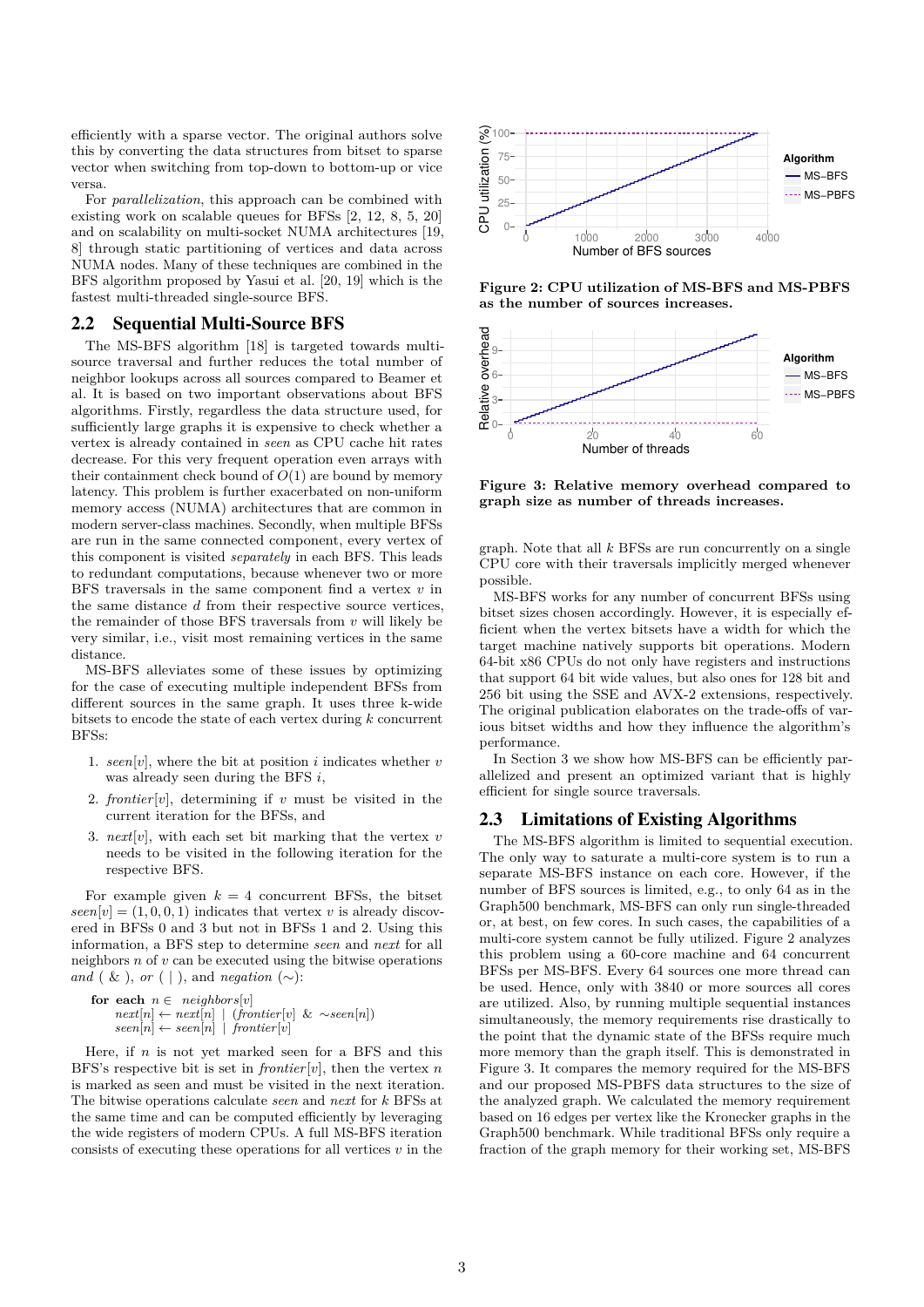efficiently with a sparse vector. The original authors solve this by converting the data structures from bitset to sparse vector when switching from top-down to bottom-up or vice versa.

For *parallelization*, this approach can be combined with existing work on scalable queues for BFSs [2, 12, 8, 5, 20] and on scalability on multi-socket NUMA architectures [19, 8] through static partitioning of vertices and data across NUMA nodes. Many of these techniques are combined in the BFS algorithm proposed by Yasui et al. [20, 19] which is the fastest multi-threaded single-source BFS.

## 2.2 Sequential Multi-Source BFS

The MS-BFS algorithm [18] is targeted towards multi-source traversal and further reduces the total number of neighbor lookups across all sources compared to Beamer et al. It is based on two important observations about BFS algorithms. Firstly, regardless the data structure used, for sufficiently large graphs it is expensive to check whether a vertex is already contained in *seen* as CPU cache hit rates decrease. For this very frequent operation even arrays with their containment check bound of $O(1)$ are bound by memory latency. This problem is further exacerbated on non-uniform memory access (NUMA) architectures that are common in modern server-class machines. Secondly, when multiple BFSs are run in the same connected component, every vertex of this component is visited *separately* in each BFS. This leads to redundant computations, because whenever two or more BFS traversals in the same component find a vertex $v$ in the same distance $d$ from their respective source vertices, the remainder of those BFS traversals from $v$ will likely be very similar, i.e., visit most remaining vertices in the same distance.

MS-BFS alleviates some of these issues by optimizing for the case of executing multiple independent BFSs from different sources in the same graph. It uses three k-wide bitsets to encode the state of each vertex during $k$ concurrent BFSs:

1. $seen[v]$, where the bit at position $i$ indicates whether $v$ was already seen during the BFS $i$,
2. $frontier[v]$, determining if $v$ must be visited in the current iteration for the BFSs, and
3. $next[v]$, with each set bit marking that the vertex $v$ needs to be visited in the following iteration for the respective BFS.

For example given $k = 4$ concurrent BFSs, the bitset $seen[v] = (1, 0, 0, 1)$ indicates that vertex $v$ is already discovered in BFSs 0 and 3 but not in BFSs 1 and 2. Using this information, a BFS step to determine *seen* and *next* for all neighbors $n$ of $v$ can be executed using the bitwise operations *and* ( & ), *or* ( | ), and *negation* (∼):

```
for each n ∈ neighbors[v]
    next[n] ← next[n] | (frontier[v] & ∼seen[n])
    seen[n] ← seen[n] | frontier[v]
```

Here, if $n$ is not yet marked seen for a BFS and this BFS's respective bit is set in $frontier[v]$, then the vertex $n$ is marked as seen and must be visited in the next iteration. The bitwise operations calculate *seen* and *next* for $k$ BFSs at the same time and can be computed efficiently by leveraging the wide registers of modern CPUs. A full MS-BFS iteration consists of executing these operations for all vertices $v$ in the graph. Note that all $k$ BFSs are run concurrently on a single CPU core with their traversals implicitly merged whenever possible.

**Figure 2: CPU utilization of MS-BFS and MS-PBFS as the number of sources increases.**

**Figure 3: Relative memory overhead compared to graph size as number of threads increases.**

MS-BFS works for any number of concurrent BFSs using bitset sizes chosen accordingly. However, it is especially efficient when the vertex bitsets have a width for which the target machine natively supports bit operations. Modern 64-bit x86 CPUs do not only have registers and instructions that support 64 bit wide values, but also ones for 128 bit and 256 bit using the SSE and AVX-2 extensions, respectively. The original publication elaborates on the trade-offs of various bitset widths and how they influence the algorithm's performance.

In Section 3 we show how MS-BFS can be efficiently parallelized and present an optimized variant that is highly efficient for single source traversals.

## 2.3 Limitations of Existing Algorithms

The MS-BFS algorithm is limited to sequential execution. The only way to saturate a multi-core system is to run a separate MS-BFS instance on each core. However, if the number of BFS sources is limited, e.g., to only 64 as in the Graph500 benchmark, MS-BFS can only run single-threaded or, at best, on few cores. In such cases, the capabilities of a multi-core system cannot be fully utilized. Figure 2 analyzes this problem using a 60-core machine and 64 concurrent BFSs per MS-BFS. Every 64 sources one more thread can be used. Hence, only with 3840 or more sources all cores are utilized. Also, by running multiple sequential instances simultaneously, the memory requirements rise drastically to the point that the dynamic state of the BFSs require much more memory than the graph itself. This is demonstrated in Figure 3. It compares the memory required for the MS-BFS and our proposed MS-PBFS data structures to the size of the analyzed graph. We calculated the memory requirement based on 16 edges per vertex like the Kronecker graphs in the Graph500 benchmark. While traditional BFSs only require a fraction of the graph memory for their working set, MS-BFS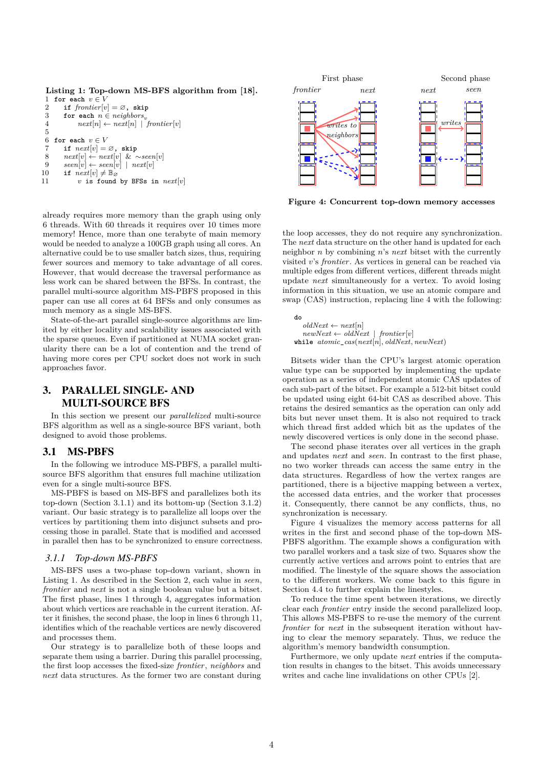**Listing 1: Top-down MS-BFS algorithm from [18].**

```
1  for each v ∈ V
2      if frontier[v] = ∅, skip
3      for each n ∈ neighbors_v
4          next[n] ← next[n] | frontier[v]
5
6  for each v ∈ V
7      if next[v] = ∅, skip
8      next[v] ← next[v] & ~seen[v]
9      seen[v] ← seen[v] | next[v]
10     if next[v] ≠ 𝔹_∅
11         v is found by BFSs in next[v]
```

already requires more memory than the graph using only 6 threads. With 60 threads it requires over 10 times more memory! Hence, more than one terabyte of main memory would be needed to analyze a 100GB graph using all cores. An alternative could be to use smaller batch sizes, thus, requiring fewer sources and memory to take advantage of all cores. However, that would decrease the traversal performance as less work can be shared between the BFSs. In contrast, the parallel multi-source algorithm MS-PBFS proposed in this paper can use all cores at 64 BFSs and only consumes as much memory as a single MS-BFS.

State-of-the-art parallel single-source algorithms are limited by either locality and scalability issues associated with the sparse queues. Even if partitioned at NUMA socket granularity there can be a lot of contention and the trend of having more cores per CPU socket does not work in such approaches favor.

# 3. PARALLEL SINGLE- AND MULTI-SOURCE BFS

In this section we present our *parallelized* multi-source BFS algorithm as well as a single-source BFS variant, both designed to avoid those problems.

## 3.1 MS-PBFS

In the following we introduce MS-PBFS, a parallel multi-source BFS algorithm that ensures full machine utilization even for a single multi-source BFS.

MS-PBFS is based on MS-BFS and parallelizes both its top-down (Section 3.1.1) and its bottom-up (Section 3.1.2) variant. Our basic strategy is to parallelize all loops over the vertices by partitioning them into disjunct subsets and processing those in parallel. State that is modified and accessed in parallel then has to be synchronized to ensure correctness.

### 3.1.1 Top-down MS-PBFS

MS-BFS uses a two-phase top-down variant, shown in Listing 1. As described in the Section 2, each value in *seen*, *frontier* and *next* is not a single boolean value but a bitset. The first phase, lines 1 through 4, aggregates information about which vertices are reachable in the current iteration. After it finishes, the second phase, the loop in lines 6 through 11, identifies which of the reachable vertices are newly discovered and processes them.

Our strategy is to parallelize both of these loops and separate them using a barrier. During this parallel processing, the first loop accesses the fixed-size *frontier*, *neighbors* and *next* data structures. As the former two are constant during the loop accesses, they do not require any synchronization. The *next* data structure on the other hand is updated for each neighbor $n$ by combining $n$'s *next* bitset with the currently visited $v$'s *frontier*. As vertices in general can be reached via multiple edges from different vertices, different threads might update *next* simultaneously for a vertex. To avoid losing information in this situation, we use an atomic compare and swap (CAS) instruction, replacing line 4 with the following:

```
do
    oldNext ← next[n]
    newNext ← oldNext | frontier[v]
while atomic_cas(next[n], oldNext, newNext)
```

Bitsets wider than the CPU's largest atomic operation value type can be supported by implementing the update operation as a series of independent atomic CAS updates of each sub-part of the bitset. For example a 512-bit bitset could be updated using eight 64-bit CAS as described above. This retains the desired semantics as the operation can only add bits but never unset them. It is also not required to track which thread first added which bit as the updates of the newly discovered vertices is only done in the second phase.

The second phase iterates over all vertices in the graph and updates *next* and *seen*. In contrast to the first phase, no two worker threads can access the same entry in the data structures. Regardless of how the vertex ranges are partitioned, there is a bijective mapping between a vertex, the accessed data entries, and the worker that processes it. Consequently, there cannot be any conflicts, thus, no synchronization is necessary.

Figure 4 visualizes the memory access patterns for all writes in the first and second phase of the top-down MS-PBFS algorithm. The example shows a configuration with two parallel workers and a task size of two. Squares show the currently active vertices and arrows point to entries that are modified. The linestyle of the square shows the association to the different workers. We come back to this figure in Section 4.4 to further explain the linestyles.

**Figure 4: Concurrent top-down memory accesses**

To reduce the time spent between iterations, we directly clear each *frontier* entry inside the second parallelized loop. This allows MS-PBFS to re-use the memory of the current *frontier* for *next* in the subsequent iteration without having to clear the memory separately. Thus, we reduce the algorithm's memory bandwidth consumption.

Furthermore, we only update *next* entries if the computation results in changes to the bitset. This avoids unnecessary writes and cache line invalidations on other CPUs [2].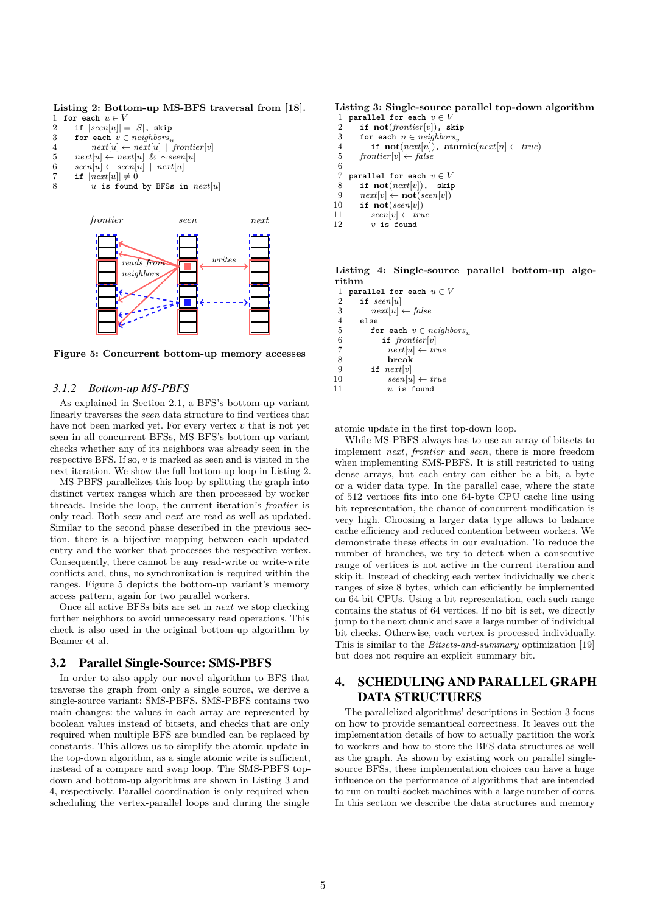**Listing 2: Bottom-up MS-BFS traversal from [18].**

```
1  for each u ∈ V
2    if |seen[u]| = |S|, skip
3    for each v ∈ neighbors_u
4        next[u] ← next[u] | frontier[v]
5    next[u] ← next[u] & ~seen[u]
6    seen[u] ← seen[u] | next[u]
7    if |next[u]| ≠ 0
8        u is found by BFSs in next[u]
```

**Figure 5: Concurrent bottom-up memory accesses**

### 3.1.2 Bottom-up MS-PBFS

As explained in Section 2.1, a BFS's bottom-up variant linearly traverses the *seen* data structure to find vertices that have not been marked yet. For every vertex $v$ that is not yet seen in all concurrent BFSs, MS-BFS's bottom-up variant checks whether any of its neighbors was already seen in the respective BFS. If so, $v$ is marked as seen and is visited in the next iteration. We show the full bottom-up loop in Listing 2.

MS-PBFS parallelizes this loop by splitting the graph into distinct vertex ranges which are then processed by worker threads. Inside the loop, the current iteration's *frontier* is only read. Both *seen* and *next* are read as well as updated. Similar to the second phase described in the previous section, there is a bijective mapping between each updated entry and the worker that processes the respective vertex. Consequently, there cannot be any read-write or write-write conflicts and, thus, no synchronization is required within the ranges. Figure 5 depicts the bottom-up variant's memory access pattern, again for two parallel workers.

Once all active BFSs bits are set in *next* we stop checking further neighbors to avoid unnecessary read operations. This check is also used in the original bottom-up algorithm by Beamer et al.

## 3.2 Parallel Single-Source: SMS-PBFS

In order to also apply our novel algorithm to BFS that traverse the graph from only a single source, we derive a single-source variant: SMS-PBFS. SMS-PBFS contains two main changes: the values in each array are represented by boolean values instead of bitsets, and checks that are only required when multiple BFS are bundled can be replaced by constants. This allows us to simplify the atomic update in the top-down algorithm, as a single atomic write is sufficient, instead of a compare and swap loop. The SMS-PBFS top-down and bottom-up algorithms are shown in Listing 3 and 4, respectively. Parallel coordination is only required when scheduling the vertex-parallel loops and during the single atomic update in the first top-down loop.

**Listing 3: Single-source parallel top-down algorithm**

```
1  parallel for each v ∈ V
2    if not(frontier[v]), skip
3    for each n ∈ neighbors_v
4      if not(next[n]), atomic(next[n] ← true)
5    frontier[v] ← false
6
7  parallel for each v ∈ V
8    if not(next[v]),  skip
9    next[v] ← not(seen[v])
10   if not(seen[v])
11     seen[v] ← true
12     v is found
```

**Listing 4: Single-source parallel bottom-up algorithm**

```
1  parallel for each u ∈ V
2    if seen[u]
3      next[u] ← false
4    else
5      for each v ∈ neighbors_u
6        if frontier[v]
7          next[u] ← true
8          break
9      if next[v]
10         seen[u] ← true
11         u is found
```

While MS-PBFS always has to use an array of bitsets to implement *next*, *frontier* and *seen*, there is more freedom when implementing SMS-PBFS. It is still restricted to using dense arrays, but each entry can either be a bit, a byte or a wider data type. In the parallel case, where the state of 512 vertices fits into one 64-byte CPU cache line using bit representation, the chance of concurrent modification is very high. Choosing a larger data type allows to balance cache efficiency and reduced contention between workers. We demonstrate these effects in our evaluation. To reduce the number of branches, we try to detect when a consecutive range of vertices is not active in the current iteration and skip it. Instead of checking each vertex individually we check ranges of size 8 bytes, which can efficiently be implemented on 64-bit CPUs. Using a bit representation, each such range contains the status of 64 vertices. If no bit is set, we directly jump to the next chunk and save a large number of individual bit checks. Otherwise, each vertex is processed individually. This is similar to the *Bitsets-and-summary* optimization [19] but does not require an explicit summary bit.

# 4. SCHEDULING AND PARALLEL GRAPH DATA STRUCTURES

The parallelized algorithms' descriptions in Section 3 focus on how to provide semantical correctness. It leaves out the implementation details of how to actually partition the work to workers and how to store the BFS data structures as well as the graph. As shown by existing work on parallel single-source BFSs, these implementation choices can have a huge influence on the performance of algorithms that are intended to run on multi-socket machines with a large number of cores. In this section we describe the data structures and memory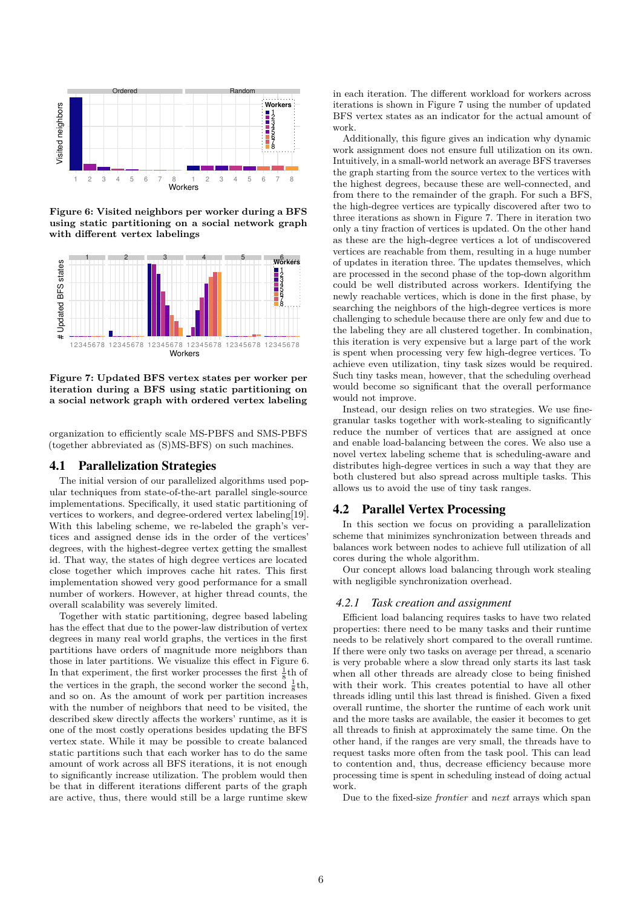**Figure 6: Visited neighbors per worker during a BFS using static partitioning on a social network graph with different vertex labelings**

**Figure 7: Updated BFS vertex states per worker per iteration during a BFS using static partitioning on a social network graph with ordered vertex labeling**

organization to efficiently scale MS-PBFS and SMS-PBFS (together abbreviated as (S)MS-BFS) on such machines.

## 4.1 Parallelization Strategies

The initial version of our parallelized algorithms used popular techniques from state-of-the-art parallel single-source implementations. Specifically, it used static partitioning of vertices to workers, and degree-ordered vertex labeling[19]. With this labeling scheme, we re-labeled the graph's vertices and assigned dense ids in the order of the vertices' degrees, with the highest-degree vertex getting the smallest id. That way, the states of high degree vertices are located close together which improves cache hit rates. This first implementation showed very good performance for a small number of workers. However, at higher thread counts, the overall scalability was severely limited.

Together with static partitioning, degree based labeling has the effect that due to the power-law distribution of vertex degrees in many real world graphs, the vertices in the first partitions have orders of magnitude more neighbors than those in later partitions. We visualize this effect in Figure 6. In that experiment, the first worker processes the first $\frac{1}{8}$th of the vertices in the graph, the second worker the second $\frac{1}{8}$th, and so on. As the amount of work per partition increases with the number of neighbors that need to be visited, the described skew directly affects the workers' runtime, as it is one of the most costly operations besides updating the BFS vertex state. While it may be possible to create balanced static partitions such that each worker has to do the same amount of work across all BFS iterations, it is not enough to significantly increase utilization. The problem would then be that in different iterations different parts of the graph are active, thus, there would still be a large runtime skew in each iteration. The different workload for workers across iterations is shown in Figure 7 using the number of updated BFS vertex states as an indicator for the actual amount of work.

Additionally, this figure gives an indication why dynamic work assignment does not ensure full utilization on its own. Intuitively, in a small-world network an average BFS traverses the graph starting from the source vertex to the vertices with the highest degrees, because these are well-connected, and from there to the remainder of the graph. For such a BFS, the high-degree vertices are typically discovered after two to three iterations as shown in Figure 7. There in iteration two only a tiny fraction of vertices is updated. On the other hand as these are the high-degree vertices a lot of undiscovered vertices are reachable from them, resulting in a huge number of updates in iteration three. The updates themselves, which are processed in the second phase of the top-down algorithm could be well distributed across workers. Identifying the newly reachable vertices, which is done in the first phase, by searching the neighbors of the high-degree vertices is more challenging to schedule because there are only few and due to the labeling they are all clustered together. In combination, this iteration is very expensive but a large part of the work is spent when processing very few high-degree vertices. To achieve even utilization, tiny task sizes would be required. Such tiny tasks mean, however, that the scheduling overhead would become so significant that the overall performance would not improve.

Instead, our design relies on two strategies. We use fine-granular tasks together with work-stealing to significantly reduce the number of vertices that are assigned at once and enable load-balancing between the cores. We also use a novel vertex labeling scheme that is scheduling-aware and distributes high-degree vertices in such a way that they are both clustered but also spread across multiple tasks. This allows us to avoid the use of tiny task ranges.

## 4.2 Parallel Vertex Processing

In this section we focus on providing a parallelization scheme that minimizes synchronization between threads and balances work between nodes to achieve full utilization of all cores during the whole algorithm.

Our concept allows load balancing through work stealing with negligible synchronization overhead.

### 4.2.1 *Task creation and assignment*

Efficient load balancing requires tasks to have two related properties: there need to be many tasks and their runtime needs to be relatively short compared to the overall runtime. If there were only two tasks on average per thread, a scenario is very probable where a slow thread only starts its last task when all other threads are already close to being finished with their work. This creates potential to have all other threads idling until this last thread is finished. Given a fixed overall runtime, the shorter the runtime of each work unit and the more tasks are available, the easier it becomes to get all threads to finish at approximately the same time. On the other hand, if the ranges are very small, the threads have to request tasks more often from the task pool. This can lead to contention and, thus, decrease efficiency because more processing time is spent in scheduling instead of doing actual work.

Due to the fixed-size *frontier* and *next* arrays which span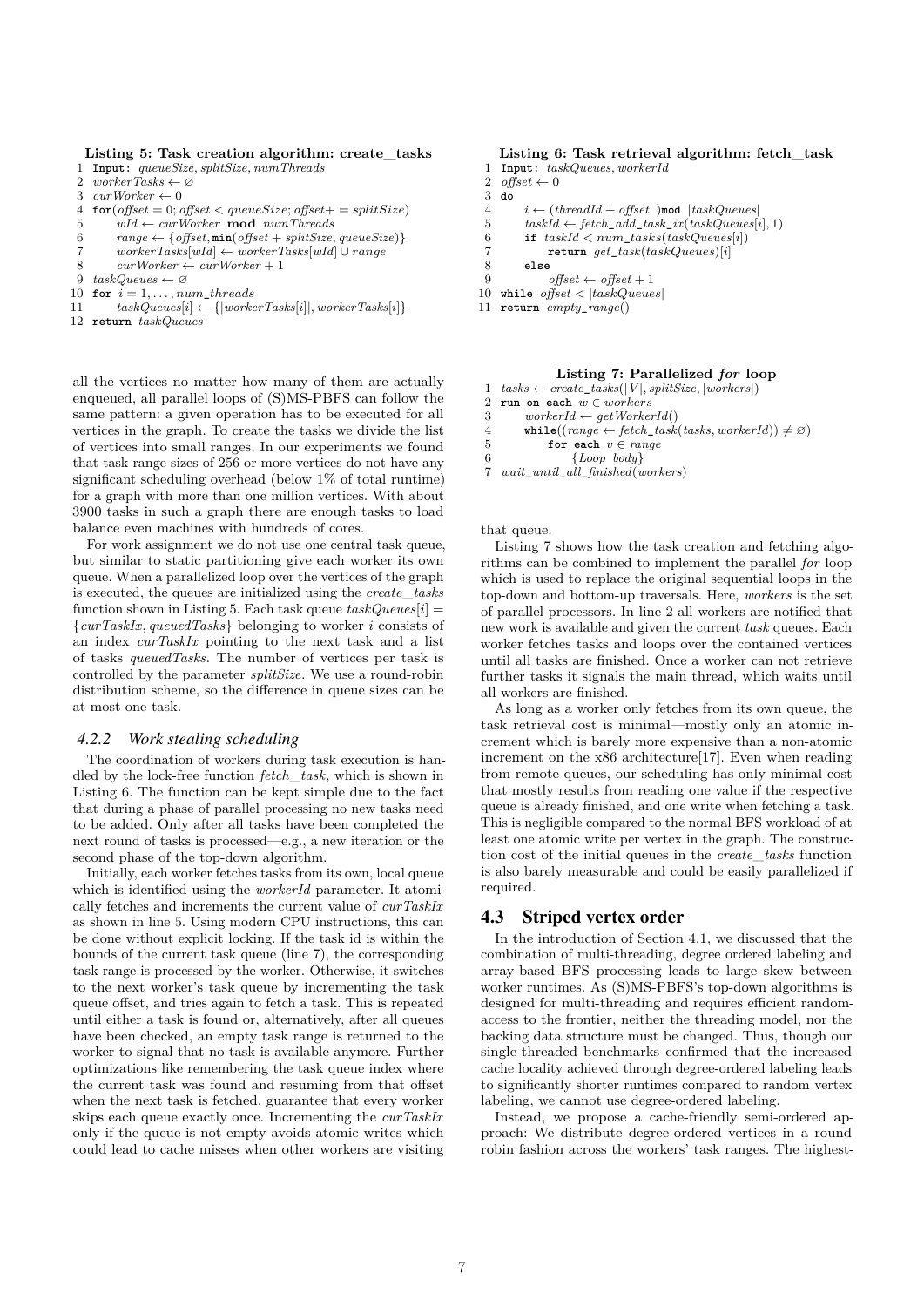**Listing 5: Task creation algorithm: create_tasks**

```
1  Input: queueSize, splitSize, numThreads
2  workerTasks ← ∅
3  curWorker ← 0
4  for(offset = 0; offset < queueSize; offset+ = splitSize)
5      wId ← curWorker mod numThreads
6      range ← {offset, min(offset + splitSize, queueSize)}
7      workerTasks[wId] ← workerTasks[wId] ∪ range
8      curWorker ← curWorker + 1
9  taskQueues ← ∅
10 for i = 1, . . . , num_threads
11     taskQueues[i] ← {|workerTasks[i]|, workerTasks[i]}
12 return taskQueues
```

all the vertices no matter how many of them are actually enqueued, all parallel loops of (S)MS-PBFS can follow the same pattern: a given operation has to be executed for all vertices in the graph. To create the tasks we divide the list of vertices into small ranges. In our experiments we found that task range sizes of 256 or more vertices do not have any significant scheduling overhead (below 1% of total runtime) for a graph with more than one million vertices. With about 3900 tasks in such a graph there are enough tasks to load balance even machines with hundreds of cores.

For work assignment we do not use one central task queue, but similar to static partitioning give each worker its own queue. When a parallelized loop over the vertices of the graph is executed, the queues are initialized using the *create_tasks* function shown in Listing 5. Each task queue $taskQueues[i] = \{curTaskIx, queuedTasks\}$ belonging to worker $i$ consists of an index *curTaskIx* pointing to the next task and a list of tasks *queuedTasks*. The number of vertices per task is controlled by the parameter *splitSize*. We use a round-robin distribution scheme, so the difference in queue sizes can be at most one task.

### 4.2.2 Work stealing scheduling

The coordination of workers during task execution is handled by the lock-free function *fetch_task*, which is shown in Listing 6. The function can be kept simple due to the fact that during a phase of parallel processing no new tasks need to be added. Only after all tasks have been completed the next round of tasks is processed—e.g., a new iteration or the second phase of the top-down algorithm.

Initially, each worker fetches tasks from its own, local queue which is identified using the *workerId* parameter. It atomically fetches and increments the current value of *curTaskIx* as shown in line 5. Using modern CPU instructions, this can be done without explicit locking. If the task id is within the bounds of the current task queue (line 7), the corresponding task range is processed by the worker. Otherwise, it switches to the next worker's task queue by incrementing the task queue offset, and tries again to fetch a task. This is repeated until either a task is found or, alternatively, after all queues have been checked, an empty task range is returned to the worker to signal that no task is available anymore. Further optimizations like remembering the task queue index where the current task was found and resuming from that offset when the next task is fetched, guarantee that every worker skips each queue exactly once. Incrementing the *curTaskIx* only if the queue is not empty avoids atomic writes which could lead to cache misses when other workers are visiting that queue.

**Listing 6: Task retrieval algorithm: fetch_task**

```
1  Input: taskQueues, workerId
2  offset ← 0
3  do
4      i ← (threadId + offset )mod |taskQueues|
5      taskId ← fetch_add_task_ix(taskQueues[i], 1)
6      if taskId < num_tasks(taskQueues[i])
7          return get_task(taskQueues)[i]
8      else
9          offset ← offset + 1
10 while offset < |taskQueues|
11 return empty_range()
```

**Listing 7: Parallelized *for* loop**

```
1  tasks ← create_tasks(|V|, splitSize, |workers|)
2  run on each w ∈ workers
3      workerId ← getWorkerId()
4      while((range ← fetch_task(tasks, workerId)) ≠ ∅)
5          for each v ∈ range
6              {Loop body}
7  wait_until_all_finished(workers)
```

Listing 7 shows how the task creation and fetching algorithms can be combined to implement the parallel *for* loop which is used to replace the original sequential loops in the top-down and bottom-up traversals. Here, *workers* is the set of parallel processors. In line 2 all workers are notified that new work is available and given the current *task* queues. Each worker fetches tasks and loops over the contained vertices until all tasks are finished. Once a worker can not retrieve further tasks it signals the main thread, which waits until all workers are finished.

As long as a worker only fetches from its own queue, the task retrieval cost is minimal—mostly only an atomic increment which is barely more expensive than a non-atomic increment on the x86 architecture[17]. Even when reading from remote queues, our scheduling has only minimal cost that mostly results from reading one value if the respective queue is already finished, and one write when fetching a task. This is negligible compared to the normal BFS workload of at least one atomic write per vertex in the graph. The construction cost of the initial queues in the *create_tasks* function is also barely measurable and could be easily parallelized if required.

## 4.3 Striped vertex order

In the introduction of Section 4.1, we discussed that the combination of multi-threading, degree ordered labeling and array-based BFS processing leads to large skew between worker runtimes. As (S)MS-PBFS's top-down algorithms is designed for multi-threading and requires efficient random-access to the frontier, neither the threading model, nor the backing data structure must be changed. Thus, though our single-threaded benchmarks confirmed that the increased cache locality achieved through degree-ordered labeling leads to significantly shorter runtimes compared to random vertex labeling, we cannot use degree-ordered labeling.

Instead, we propose a cache-friendly semi-ordered approach: We distribute degree-ordered vertices in a round robin fashion across the workers' task ranges. The highest-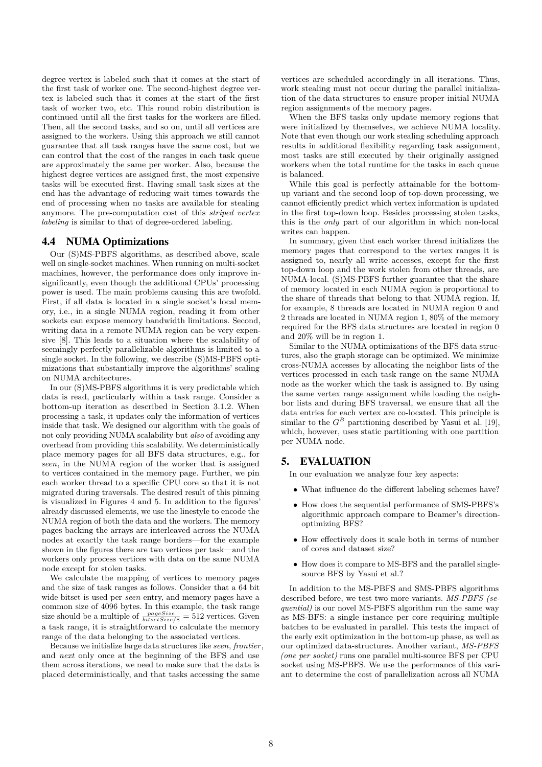degree vertex is labeled such that it comes at the start of the first task of worker one. The second-highest degree vertex is labeled such that it comes at the start of the first task of worker two, etc. This round robin distribution is continued until all the first tasks for the workers are filled. Then, all the second tasks, and so on, until all vertices are assigned to the workers. Using this approach we still cannot guarantee that all task ranges have the same cost, but we can control that the cost of the ranges in each task queue are approximately the same per worker. Also, because the highest degree vertices are assigned first, the most expensive tasks will be executed first. Having small task sizes at the end has the advantage of reducing wait times towards the end of processing when no tasks are available for stealing anymore. The pre-computation cost of this *striped vertex labeling* is similar to that of degree-ordered labeling.

## 4.4 NUMA Optimizations

Our (S)MS-PBFS algorithms, as described above, scale well on single-socket machines. When running on multi-socket machines, however, the performance does only improve insignificantly, even though the additional CPUs' processing power is used. The main problems causing this are twofold. First, if all data is located in a single socket's local memory, i.e., in a single NUMA region, reading it from other sockets can expose memory bandwidth limitations. Second, writing data in a remote NUMA region can be very expensive [8]. This leads to a situation where the scalability of seemingly perfectly parallelizable algorithms is limited to a single socket. In the following, we describe (S)MS-PBFS optimizations that substantially improve the algorithms' scaling on NUMA architectures.

In our (S)MS-PBFS algorithms it is very predictable which data is read, particularly within a task range. Consider a bottom-up iteration as described in Section 3.1.2. When processing a task, it updates only the information of vertices inside that task. We designed our algorithm with the goals of not only providing NUMA scalability but *also* of avoiding any overhead from providing this scalability. We deterministically place memory pages for all BFS data structures, e.g., for *seen*, in the NUMA region of the worker that is assigned to vertices contained in the memory page. Further, we pin each worker thread to a specific CPU core so that it is not migrated during traversals. The desired result of this pinning is visualized in Figures 4 and 5. In addition to the figures' already discussed elements, we use the linestyle to encode the NUMA region of both the data and the workers. The memory pages backing the arrays are interleaved across the NUMA nodes at exactly the task range borders—for the example shown in the figures there are two vertices per task—and the workers only process vertices with data on the same NUMA node except for stolen tasks.

We calculate the mapping of vertices to memory pages and the size of task ranges as follows. Consider that a 64 bit wide bitset is used per *seen* entry, and memory pages have a common size of 4096 bytes. In this example, the task range size should be a multiple of $\frac{pageSize}{bitsetSize/8} = 512$ vertices. Given a task range, it is straightforward to calculate the memory range of the data belonging to the associated vertices.

Because we initialize large data structures like *seen*, *frontier*, and *next* only once at the beginning of the BFS and use them across iterations, we need to make sure that the data is placed deterministically, and that tasks accessing the same vertices are scheduled accordingly in all iterations. Thus, work stealing must not occur during the parallel initialization of the data structures to ensure proper initial NUMA region assignments of the memory pages.

When the BFS tasks only update memory regions that were initialized by themselves, we achieve NUMA locality. Note that even though our work stealing scheduling approach results in additional flexibility regarding task assignment, most tasks are still executed by their originally assigned workers when the total runtime for the tasks in each queue is balanced.

While this goal is perfectly attainable for the bottom-up variant and the second loop of top-down processing, we cannot efficiently predict which vertex information is updated in the first top-down loop. Besides processing stolen tasks, this is the *only* part of our algorithm in which non-local writes can happen.

In summary, given that each worker thread initializes the memory pages that correspond to the vertex ranges it is assigned to, nearly all write accesses, except for the first top-down loop and the work stolen from other threads, are NUMA-local. (S)MS-PBFS further guarantee that the share of memory located in each NUMA region is proportional to the share of threads that belong to that NUMA region. If, for example, 8 threads are located in NUMA region 0 and 2 threads are located in NUMA region 1, 80% of the memory required for the BFS data structures are located in region 0 and 20% will be in region 1.

Similar to the NUMA optimizations of the BFS data structures, also the graph storage can be optimized. We minimize cross-NUMA accesses by allocating the neighbor lists of the vertices processed in each task range on the same NUMA node as the worker which the task is assigned to. By using the same vertex range assignment while loading the neighbor lists and during BFS traversal, we ensure that all the data entries for each vertex are co-located. This principle is similar to the $G^B$ partitioning described by Yasui et al. [19], which, however, uses static partitioning with one partition per NUMA node.

# 5. EVALUATION

In our evaluation we analyze four key aspects:

- What influence do the different labeling schemes have?
- How does the sequential performance of SMS-PBFS's algorithmic approach compare to Beamer's direction-optimizing BFS?
- How effectively does it scale both in terms of number of cores and dataset size?
- How does it compare to MS-BFS and the parallel single-source BFS by Yasui et al.?

In addition to the MS-PBFS and SMS-PBFS algorithms described before, we test two more variants. *MS-PBFS (sequential)* is our novel MS-PBFS algorithm run the same way as MS-BFS: a single instance per core requiring multiple batches to be evaluated in parallel. This tests the impact of the early exit optimization in the bottom-up phase, as well as our optimized data-structures. Another variant, *MS-PBFS (one per socket)* runs one parallel multi-source BFS per CPU socket using MS-PBFS. We use the performance of this variant to determine the cost of parallelization across all NUMA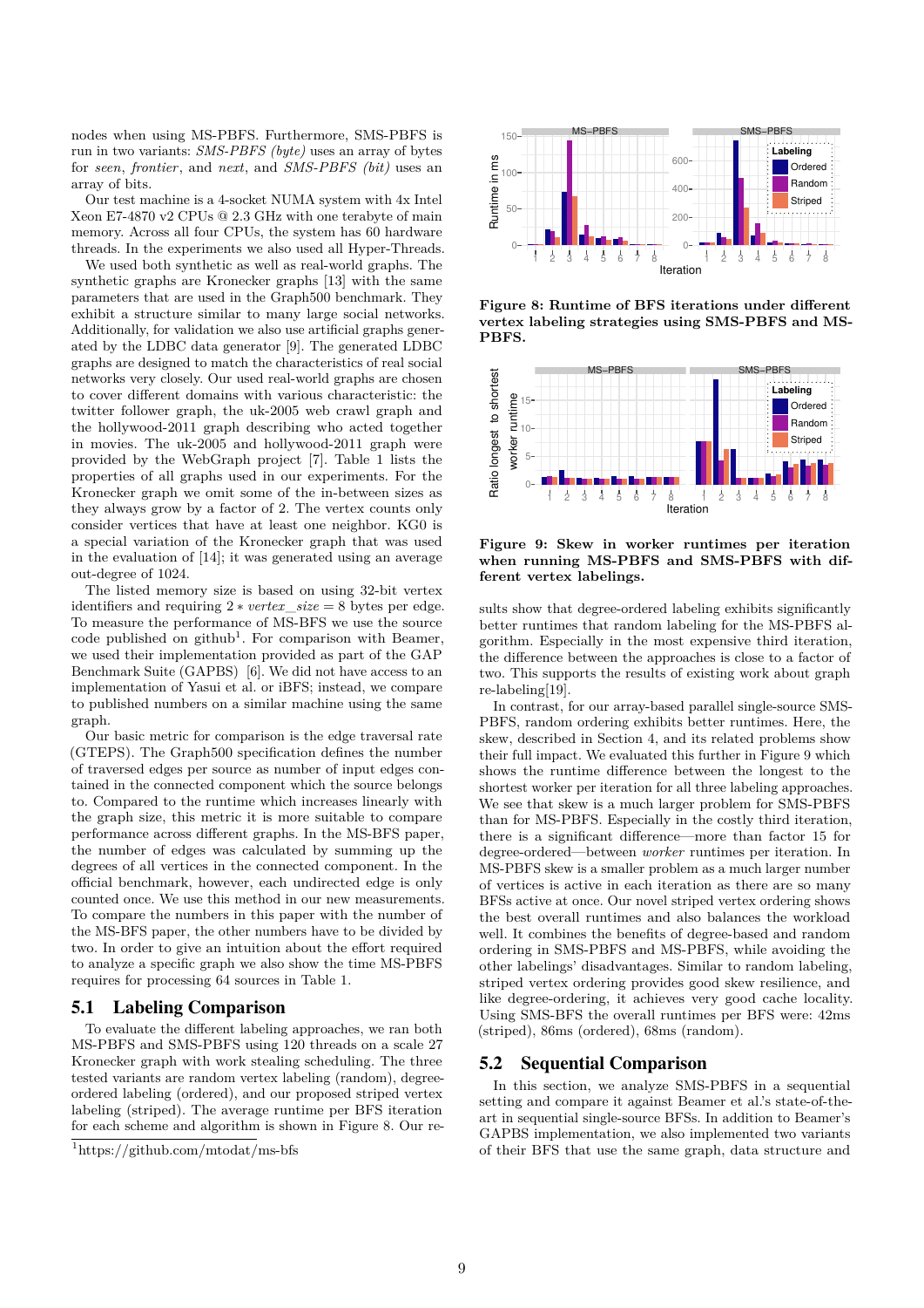nodes when using MS-PBFS. Furthermore, SMS-PBFS is run in two variants: *SMS-PBFS (byte)* uses an array of bytes for *seen*, *frontier*, and *next*, and *SMS-PBFS (bit)* uses an array of bits.

Our test machine is a 4-socket NUMA system with 4x Intel Xeon E7-4870 v2 CPUs @ 2.3 GHz with one terabyte of main memory. Across all four CPUs, the system has 60 hardware threads. In the experiments we also used all Hyper-Threads.

We used both synthetic as well as real-world graphs. The synthetic graphs are Kronecker graphs [13] with the same parameters that are used in the Graph500 benchmark. They exhibit a structure similar to many large social networks. Additionally, for validation we also use artificial graphs generated by the LDBC data generator [9]. The generated LDBC graphs are designed to match the characteristics of real social networks very closely. Our used real-world graphs are chosen to cover different domains with various characteristic: the twitter follower graph, the uk-2005 web crawl graph and the hollywood-2011 graph describing who acted together in movies. The uk-2005 and hollywood-2011 graph were provided by the WebGraph project [7]. Table 1 lists the properties of all graphs used in our experiments. For the Kronecker graph we omit some of the in-between sizes as they always grow by a factor of 2. The vertex counts only consider vertices that have at least one neighbor. KG0 is a special variation of the Kronecker graph that was used in the evaluation of [14]; it was generated using an average out-degree of 1024.

The listed memory size is based on using 32-bit vertex identifiers and requiring $2 * vertex\_size = 8$ bytes per edge. To measure the performance of MS-BFS we use the source code published on github[1]. For comparison with Beamer, we used their implementation provided as part of the GAP Benchmark Suite (GAPBS) [6]. We did not have access to an implementation of Yasui et al. or iBFS; instead, we compare to published numbers on a similar machine using the same graph.

Our basic metric for comparison is the edge traversal rate (GTEPS). The Graph500 specification defines the number of traversed edges per source as number of input edges contained in the connected component which the source belongs to. Compared to the runtime which increases linearly with the graph size, this metric it is more suitable to compare performance across different graphs. In the MS-BFS paper, the number of edges was calculated by summing up the degrees of all vertices in the connected component. In the official benchmark, however, each undirected edge is only counted once. We use this method in our new measurements. To compare the numbers in this paper with the number of the MS-BFS paper, the other numbers have to be divided by two. In order to give an intuition about the effort required to analyze a specific graph we also show the time MS-PBFS requires for processing 64 sources in Table 1.

## 5.1 Labeling Comparison

To evaluate the different labeling approaches, we ran both MS-PBFS and SMS-PBFS using 120 threads on a scale 27 Kronecker graph with work stealing scheduling. The three tested variants are random vertex labeling (random), degree-ordered labeling (ordered), and our proposed striped vertex labeling (striped). The average runtime per BFS iteration for each scheme and algorithm is shown in Figure 8. Our results show that degree-ordered labeling exhibits significantly better runtimes that random labeling for the MS-PBFS algorithm. Especially in the most expensive third iteration, the difference between the approaches is close to a factor of two. This supports the results of existing work about graph re-labeling[19].

[1] https://github.com/mtodat/ms-bfs

**Figure 8: Runtime of BFS iterations under different vertex labeling strategies using SMS-PBFS and MS-PBFS.**

**Figure 9: Skew in worker runtimes per iteration when running MS-PBFS and SMS-PBFS with different vertex labelings.**

In contrast, for our array-based parallel single-source SMS-PBFS, random ordering exhibits better runtimes. Here, the skew, described in Section 4, and its related problems show their full impact. We evaluated this further in Figure 9 which shows the runtime difference between the longest to the shortest worker per iteration for all three labeling approaches. We see that skew is a much larger problem for SMS-PBFS than for MS-PBFS. Especially in the costly third iteration, there is a significant difference—more than factor 15 for degree-ordered—between *worker* runtimes per iteration. In MS-PBFS skew is a smaller problem as a much larger number of vertices is active in each iteration as there are so many BFSs active at once. Our novel striped vertex ordering shows the best overall runtimes and also balances the workload well. It combines the benefits of degree-based and random ordering in SMS-PBFS and MS-PBFS, while avoiding the other labelings' disadvantages. Similar to random labeling, striped vertex ordering provides good skew resilience, and like degree-ordering, it achieves very good cache locality. Using SMS-BFS the overall runtimes per BFS were: 42ms (striped), 86ms (ordered), 68ms (random).

## 5.2 Sequential Comparison

In this section, we analyze SMS-PBFS in a sequential setting and compare it against Beamer et al.'s state-of-the-art in sequential single-source BFSs. In addition to Beamer's GAPBS implementation, we also implemented two variants of their BFS that use the same graph, data structure and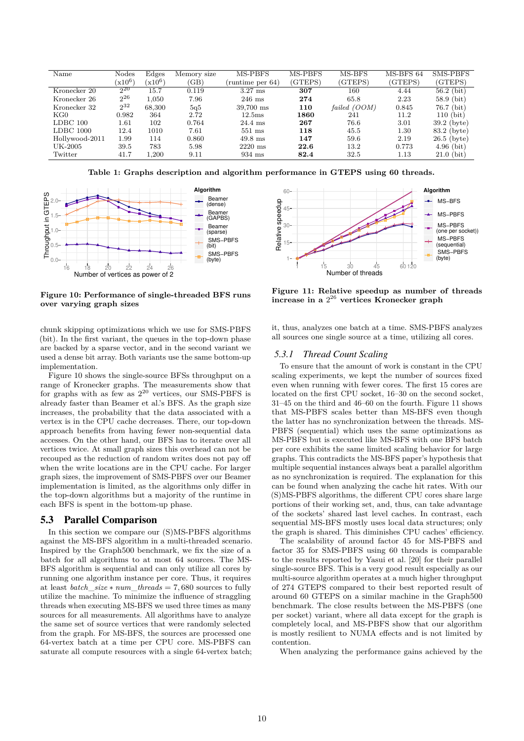| Name | Nodes (x$10^6$) | Edges (x$10^6$) | Memory size (GB) | MS-PBFS (runtime per 64) | MS-PBFS (GTEPS) | MS-BFS (GTEPS) | MS-BFS 64 (GTEPS) | SMS-PBFS (GTEPS) |
|---|---|---|---|---|---|---|---|---|
| Kronecker 20 | $2^{20}$ | 15.7 | 0.119 | 3.27 ms | **307** | 160 | 4.44 | 56.2 (bit) |
| Kronecker 26 | $2^{26}$ | 1,050 | 7.96 | 246 ms | **274** | 65.8 | 2.23 | 58.9 (bit) |
| Kronecker 32 | $2^{32}$ | 68,300 | 5q5 | 39,700 ms | **110** | *failed (OOM)* | 0.845 | 76.7 (bit) |
| KG0 | 0.982 | 364 | 2.72 | 12.5ms | **1860** | 241 | 11.2 | 110 (bit) |
| LDBC 100 | 1.61 | 102 | 0.764 | 24.4 ms | **267** | 76.6 | 3.01 | 39.2 (byte) |
| LDBC 1000 | 12.4 | 1010 | 7.61 | 551 ms | **118** | 45.5 | 1.30 | 83.2 (byte) |
| Hollywood-2011 | 1.99 | 114 | 0.860 | 49.8 ms | **147** | 59.6 | 2.19 | 26.5 (byte) |
| UK-2005 | 39.5 | 783 | 5.98 | 2220 ms | **22.6** | 13.2 | 0.773 | 4.96 (bit) |
| Twitter | 41.7 | 1,200 | 9.11 | 934 ms | **82.4** | 32.5 | 1.13 | 21.0 (bit) |

**Table 1: Graphs description and algorithm performance in GTEPS using 60 threads.**

**Figure 10: Performance of single-threaded BFS runs over varying graph sizes**

**Figure 11: Relative speedup as number of threads increase in a $2^{26}$ vertices Kronecker graph**

chunk skipping optimizations which we use for SMS-PBFS (bit). In the first variant, the queues in the top-down phase are backed by a sparse vector, and in the second variant we used a dense bit array. Both variants use the same bottom-up implementation.

Figure 10 shows the single-source BFSs throughput on a range of Kronecker graphs. The measurements show that for graphs with as few as $2^{20}$ vertices, our SMS-PBFS is already faster than Beamer et al.'s BFS. As the graph size increases, the probability that the data associated with a vertex is in the CPU cache decreases. There, our top-down approach benefits from having fewer non-sequential data accesses. On the other hand, our BFS has to iterate over all vertices twice. At small graph sizes this overhead can not be recouped as the reduction of random writes does not pay off when the write locations are in the CPU cache. For larger graph sizes, the improvement of SMS-PBFS over our Beamer implementation is limited, as the algorithms only differ in the top-down algorithms but a majority of the runtime in each BFS is spent in the bottom-up phase.

## 5.3 Parallel Comparison

In this section we compare our (S)MS-PBFS algorithms against the MS-BFS algorithm in a multi-threaded scenario. Inspired by the Graph500 benchmark, we fix the size of a batch for all algorithms to at most 64 sources. The MS-BFS algorithm is sequential and can only utilize all cores by running one algorithm instance per core. Thus, it requires at least $batch\_size * num\_threads = 7,680$ sources to fully utilize the machine. To minimize the influence of straggling threads when executing MS-BFS we used three times as many sources for all measurements. All algorithms have to analyze the same set of source vertices that were randomly selected from the graph. For MS-BFS, the sources are processed one 64-vertex batch at a time per CPU core. MS-PBFS can saturate all compute resources with a single 64-vertex batch; it, thus, analyzes one batch at a time. SMS-PBFS analyzes all sources one single source at a time, utilizing all cores.

### 5.3.1 *Thread Count Scaling*

To ensure that the amount of work is constant in the CPU scaling experiments, we kept the number of sources fixed even when running with fewer cores. The first 15 cores are located on the first CPU socket, 16–30 on the second socket, 31–45 on the third and 46–60 on the fourth. Figure 11 shows that MS-PBFS scales better than MS-BFS even though the latter has no synchronization between the threads. MS-PBFS (sequential) which uses the same optimizations as MS-PBFS but is executed like MS-BFS with one BFS batch per core exhibits the same limited scaling behavior for large graphs. This contradicts the MS-BFS paper's hypothesis that multiple sequential instances always beat a parallel algorithm as no synchronization is required. The explanation for this can be found when analyzing the cache hit rates. With our (S)MS-PBFS algorithms, the different CPU cores share large portions of their working set, and, thus, can take advantage of the sockets' shared last level caches. In contrast, each sequential MS-BFS mostly uses local data structures; only the graph is shared. This diminishes CPU caches' efficiency.

The scalability of around factor 45 for MS-PBFS and factor 35 for SMS-PBFS using 60 threads is comparable to the results reported by Yasui et al. [20] for their parallel single-source BFS. This is a very good result especially as our multi-source algorithm operates at a much higher throughput of 274 GTEPS compared to their best reported result of around 60 GTEPS on a similar machine in the Graph500 benchmark. The close results between the MS-PBFS (one per socket) variant, where all data except for the graph is completely local, and MS-PBFS show that our algorithm is mostly resilient to NUMA effects and is not limited by contention.

When analyzing the performance gains achieved by the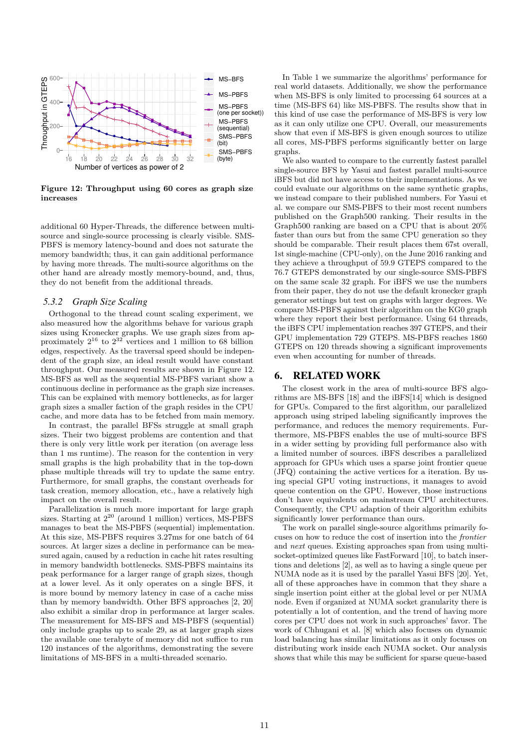**Figure 12: Throughput using 60 cores as graph size increases**

additional 60 Hyper-Threads, the difference between multi-source and single-source processing is clearly visible. SMS-PBFS is memory latency-bound and does not saturate the memory bandwidth; thus, it can gain additional performance by having more threads. The multi-source algorithms on the other hand are already mostly memory-bound, and, thus, they do not benefit from the additional threads.

### 5.3.2 Graph Size Scaling

Orthogonal to the thread count scaling experiment, we also measured how the algorithms behave for various graph sizes using Kronecker graphs. We use graph sizes from approximately $2^{16}$ to $2^{32}$ vertices and 1 million to 68 billion edges, respectively. As the traversal speed should be independent of the graph size, an ideal result would have constant throughput. Our measured results are shown in Figure 12. MS-BFS as well as the sequential MS-PBFS variant show a continuous decline in performance as the graph size increases. This can be explained with memory bottlenecks, as for larger graph sizes a smaller faction of the graph resides in the CPU cache, and more data has to be fetched from main memory.

In contrast, the parallel BFSs struggle at small graph sizes. Their two biggest problems are contention and that there is only very little work per iteration (on average less than 1 ms runtime). The reason for the contention in very small graphs is the high probability that in the top-down phase multiple threads will try to update the same entry. Furthermore, for small graphs, the constant overheads for task creation, memory allocation, etc., have a relatively high impact on the overall result.

Parallelization is much more important for large graph sizes. Starting at $2^{20}$ (around 1 million) vertices, MS-PBFS manages to beat the MS-PBFS (sequential) implementation. At this size, MS-PBFS requires 3.27ms for one batch of 64 sources. At larger sizes a decline in performance can be measured again, caused by a reduction in cache hit rates resulting in memory bandwidth bottlenecks. SMS-PBFS maintains its peak performance for a larger range of graph sizes, though at a lower level. As it only operates on a single BFS, it is more bound by memory latency in case of a cache miss than by memory bandwidth. Other BFS approaches [2, 20] also exhibit a similar drop in performance at larger scales. The measurement for MS-BFS and MS-PBFS (sequential) only include graphs up to scale 29, as at larger graph sizes the available one terabyte of memory did not suffice to run 120 instances of the algorithms, demonstrating the severe limitations of MS-BFS in a multi-threaded scenario.

In Table 1 we summarize the algorithms' performance for real world datasets. Additionally, we show the performance when MS-BFS is only limited to processing 64 sources at a time (MS-BFS 64) like MS-PBFS. The results show that in this kind of use case the performance of MS-BFS is very low as it can only utilize one CPU. Overall, our measurements show that even if MS-BFS is given enough sources to utilize all cores, MS-PBFS performs significantly better on large graphs.

We also wanted to compare to the currently fastest parallel single-source BFS by Yasui and fastest parallel multi-source iBFS but did not have access to their implementations. As we could evaluate our algorithms on the same synthetic graphs, we instead compare to their published numbers. For Yasui et al. we compare our SMS-PBFS to their most recent numbers published on the Graph500 ranking. Their results in the Graph500 ranking are based on a CPU that is about 20% faster than ours but from the same CPU generation so they should be comparable. Their result places them 67st overall, 1st single-machine (CPU-only), on the June 2016 ranking and they achieve a throughput of 59.9 GTEPS compared to the 76.7 GTEPS demonstrated by our single-source SMS-PBFS on the same scale 32 graph. For iBFS we use the numbers from their paper, they do not use the default kronecker graph generator settings but test on graphs with larger degrees. We compare MS-PBFS against their algorithm on the KG0 graph where they report their best performance. Using 64 threads, the iBFS CPU implementation reaches 397 GTEPS, and their GPU implementation 729 GTEPS. MS-PBFS reaches 1860 GTEPS on 120 threads showing a significant improvements even when accounting for number of threads.

## 6. RELATED WORK

The closest work in the area of multi-source BFS algorithms are MS-BFS [18] and the iBFS[14] which is designed for GPUs. Compared to the first algorithm, our parallelized approach using striped labeling significantly improves the performance, and reduces the memory requirements. Furthermore, MS-PBFS enables the use of multi-source BFS in a wider setting by providing full performance also with a limited number of sources. iBFS describes a parallelized approach for GPUs which uses a sparse joint frontier queue (JFQ) containing the active vertices for a iteration. By using special GPU voting instructions, it manages to avoid queue contention on the GPU. However, those instructions don't have equivalents on mainstream CPU architectures. Consequently, the CPU adaption of their algorithm exhibits significantly lower performance than ours.

The work on parallel single-source algorithms primarily focuses on how to reduce the cost of insertion into the *frontier* and *next* queues. Existing approaches span from using multi-socket-optimized queues like FastForward [10], to batch insertions and deletions [2], as well as to having a single queue per NUMA node as it is used by the parallel Yasui BFS [20]. Yet, all of these approaches have in common that they share a single insertion point either at the global level or per NUMA node. Even if organized at NUMA socket granularity there is potentially a lot of contention, and the trend of having more cores per CPU does not work in such approaches' favor. The work of Chhugani et al. [8] which also focuses on dynamic load balancing has similar limitations as it only focuses on distributing work inside each NUMA socket. Our analysis shows that while this may be sufficient for sparse queue-based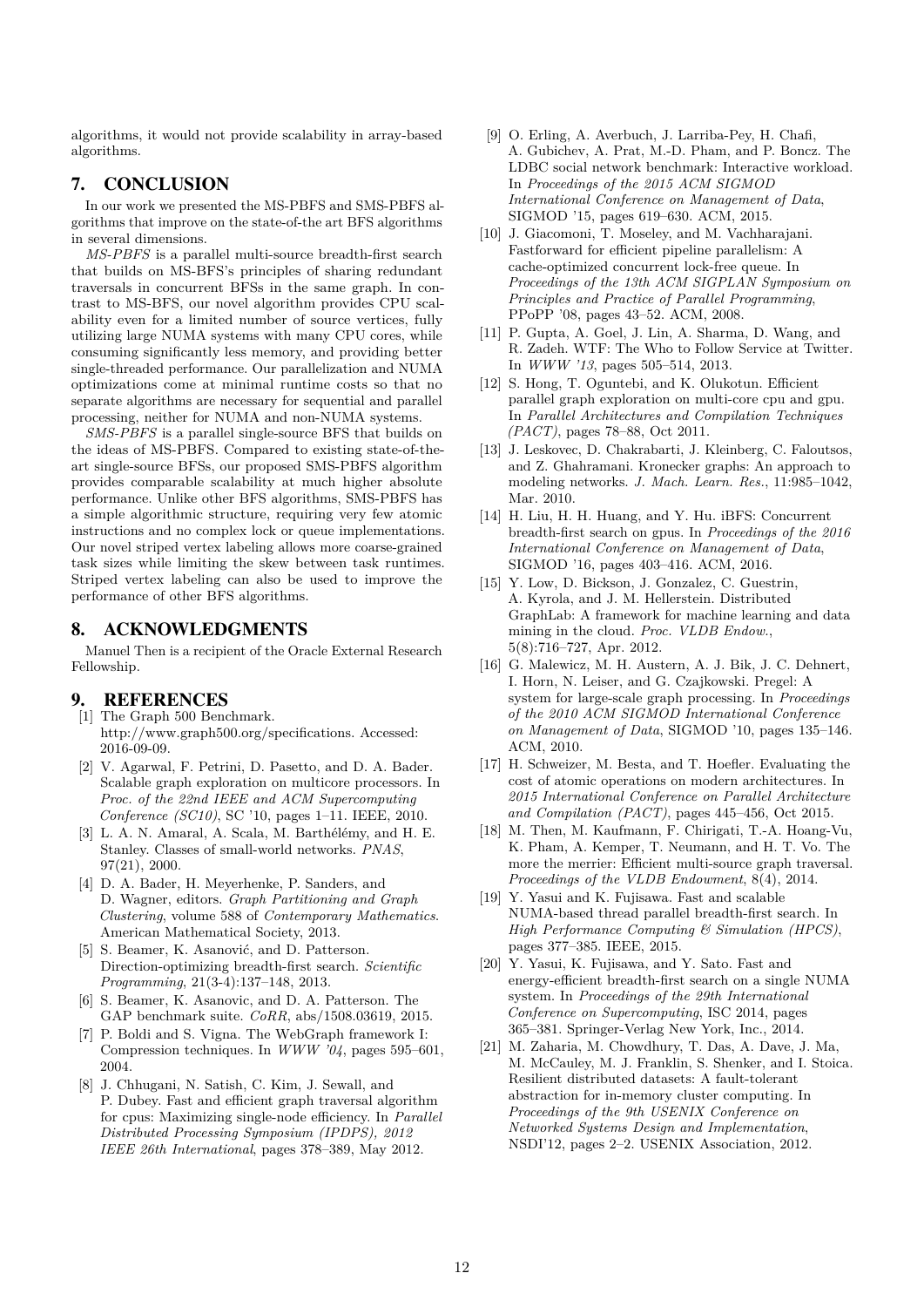algorithms, it would not provide scalability in array-based algorithms.

## 7. CONCLUSION

In our work we presented the MS-PBFS and SMS-PBFS algorithms that improve on the state-of-the art BFS algorithms in several dimensions.

*MS-PBFS* is a parallel multi-source breadth-first search that builds on MS-BFS's principles of sharing redundant traversals in concurrent BFSs in the same graph. In contrast to MS-BFS, our novel algorithm provides CPU scalability even for a limited number of source vertices, fully utilizing large NUMA systems with many CPU cores, while consuming significantly less memory, and providing better single-threaded performance. Our parallelization and NUMA optimizations come at minimal runtime costs so that no separate algorithms are necessary for sequential and parallel processing, neither for NUMA and non-NUMA systems.

*SMS-PBFS* is a parallel single-source BFS that builds on the ideas of MS-PBFS. Compared to existing state-of-the-art single-source BFSs, our proposed SMS-PBFS algorithm provides comparable scalability at much higher absolute performance. Unlike other BFS algorithms, SMS-PBFS has a simple algorithmic structure, requiring very few atomic instructions and no complex lock or queue implementations. Our novel striped vertex labeling allows more coarse-grained task sizes while limiting the skew between task runtimes. Striped vertex labeling can also be used to improve the performance of other BFS algorithms.

## 8. ACKNOWLEDGMENTS

Manuel Then is a recipient of the Oracle External Research Fellowship.

## 9. REFERENCES

[1] The Graph 500 Benchmark. http://www.graph500.org/specifications. Accessed: 2016-09-09.

[2] V. Agarwal, F. Petrini, D. Pasetto, and D. A. Bader. Scalable graph exploration on multicore processors. In *Proc. of the 22nd IEEE and ACM Supercomputing Conference (SC10)*, SC '10, pages 1–11. IEEE, 2010.

[3] L. A. N. Amaral, A. Scala, M. Barthélémy, and H. E. Stanley. Classes of small-world networks. *PNAS*, 97(21), 2000.

[4] D. A. Bader, H. Meyerhenke, P. Sanders, and D. Wagner, editors. *Graph Partitioning and Graph Clustering*, volume 588 of *Contemporary Mathematics*. American Mathematical Society, 2013.

[5] S. Beamer, K. Asanović, and D. Patterson. Direction-optimizing breadth-first search. *Scientific Programming*, 21(3-4):137–148, 2013.

[6] S. Beamer, K. Asanovic, and D. A. Patterson. The GAP benchmark suite. *CoRR*, abs/1508.03619, 2015.

[7] P. Boldi and S. Vigna. The WebGraph framework I: Compression techniques. In *WWW '04*, pages 595–601, 2004.

[8] J. Chhugani, N. Satish, C. Kim, J. Sewall, and P. Dubey. Fast and efficient graph traversal algorithm for cpus: Maximizing single-node efficiency. In *Parallel Distributed Processing Symposium (IPDPS), 2012 IEEE 26th International*, pages 378–389, May 2012.

[9] O. Erling, A. Averbuch, J. Larriba-Pey, H. Chafi, A. Gubichev, A. Prat, M.-D. Pham, and P. Boncz. The LDBC social network benchmark: Interactive workload. In *Proceedings of the 2015 ACM SIGMOD International Conference on Management of Data*, SIGMOD '15, pages 619–630. ACM, 2015.

[10] J. Giacomoni, T. Moseley, and M. Vachharajani. Fastforward for efficient pipeline parallelism: A cache-optimized concurrent lock-free queue. In *Proceedings of the 13th ACM SIGPLAN Symposium on Principles and Practice of Parallel Programming*, PPoPP '08, pages 43–52. ACM, 2008.

[11] P. Gupta, A. Goel, J. Lin, A. Sharma, D. Wang, and R. Zadeh. WTF: The Who to Follow Service at Twitter. In *WWW '13*, pages 505–514, 2013.

[12] S. Hong, T. Oguntebi, and K. Olukotun. Efficient parallel graph exploration on multi-core cpu and gpu. In *Parallel Architectures and Compilation Techniques (PACT)*, pages 78–88, Oct 2011.

[13] J. Leskovec, D. Chakrabarti, J. Kleinberg, C. Faloutsos, and Z. Ghahramani. Kronecker graphs: An approach to modeling networks. *J. Mach. Learn. Res.*, 11:985–1042, Mar. 2010.

[14] H. Liu, H. H. Huang, and Y. Hu. iBFS: Concurrent breadth-first search on gpus. In *Proceedings of the 2016 International Conference on Management of Data*, SIGMOD '16, pages 403–416. ACM, 2016.

[15] Y. Low, D. Bickson, J. Gonzalez, C. Guestrin, A. Kyrola, and J. M. Hellerstein. Distributed GraphLab: A framework for machine learning and data mining in the cloud. *Proc. VLDB Endow.*, 5(8):716–727, Apr. 2012.

[16] G. Malewicz, M. H. Austern, A. J. Bik, J. C. Dehnert, I. Horn, N. Leiser, and G. Czajkowski. Pregel: A system for large-scale graph processing. In *Proceedings of the 2010 ACM SIGMOD International Conference on Management of Data*, SIGMOD '10, pages 135–146. ACM, 2010.

[17] H. Schweizer, M. Besta, and T. Hoefler. Evaluating the cost of atomic operations on modern architectures. In *2015 International Conference on Parallel Architecture and Compilation (PACT)*, pages 445–456, Oct 2015.

[18] M. Then, M. Kaufmann, F. Chirigati, T.-A. Hoang-Vu, K. Pham, A. Kemper, T. Neumann, and H. T. Vo. The more the merrier: Efficient multi-source graph traversal. *Proceedings of the VLDB Endowment*, 8(4), 2014.

[19] Y. Yasui and K. Fujisawa. Fast and scalable NUMA-based thread parallel breadth-first search. In *High Performance Computing & Simulation (HPCS)*, pages 377–385. IEEE, 2015.

[20] Y. Yasui, K. Fujisawa, and Y. Sato. Fast and energy-efficient breadth-first search on a single NUMA system. In *Proceedings of the 29th International Conference on Supercomputing*, ISC 2014, pages 365–381. Springer-Verlag New York, Inc., 2014.

[21] M. Zaharia, M. Chowdhury, T. Das, A. Dave, J. Ma, M. McCauley, M. J. Franklin, S. Shenker, and I. Stoica. Resilient distributed datasets: A fault-tolerant abstraction for in-memory cluster computing. In *Proceedings of the 9th USENIX Conference on Networked Systems Design and Implementation*, NSDI'12, pages 2–2. USENIX Association, 2012.